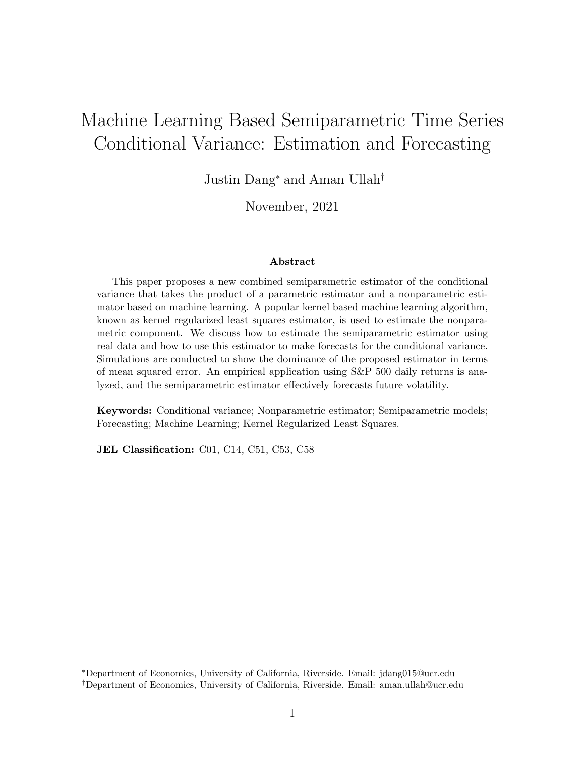# Machine Learning Based Semiparametric Time Series Conditional Variance: Estimation and Forecasting

Justin Dang[*] and Aman Ullah[†]

November, 2021

### Abstract

This paper proposes a new combined semiparametric estimator of the conditional variance that takes the product of a parametric estimator and a nonparametric estimator based on machine learning. A popular kernel based machine learning algorithm, known as kernel regularized least squares estimator, is used to estimate the nonparametric component. We discuss how to estimate the semiparametric estimator using real data and how to use this estimator to make forecasts for the conditional variance. Simulations are conducted to show the dominance of the proposed estimator in terms of mean squared error. An empirical application using S&P 500 daily returns is analyzed, and the semiparametric estimator effectively forecasts future volatility.

**Keywords:** Conditional variance; Nonparametric estimator; Semiparametric models; Forecasting; Machine Learning; Kernel Regularized Least Squares.

**JEL Classification:** C01, C14, C51, C53, C58

---

[*] Department of Economics, University of California, Riverside. Email: jdang015@ucr.edu

[†] Department of Economics, University of California, Riverside. Email: aman.ullah@ucr.edu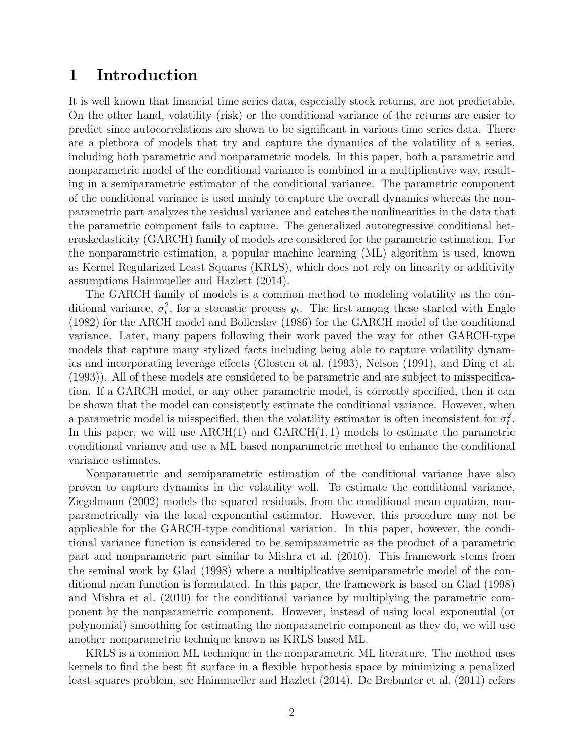# 1 Introduction

It is well known that financial time series data, especially stock returns, are not predictable. On the other hand, volatility (risk) or the conditional variance of the returns are easier to predict since autocorrelations are shown to be significant in various time series data. There are a plethora of models that try and capture the dynamics of the volatility of a series, including both parametric and nonparametric models. In this paper, both a parametric and nonparametric model of the conditional variance is combined in a multiplicative way, resulting in a semiparametric estimator of the conditional variance. The parametric component of the conditional variance is used mainly to capture the overall dynamics whereas the nonparametric part analyzes the residual variance and catches the nonlinearities in the data that the parametric component fails to capture. The generalized autoregressive conditional heteroskedasticity (GARCH) family of models are considered for the parametric estimation. For the nonparametric estimation, a popular machine learning (ML) algorithm is used, known as Kernel Regularized Least Squares (KRLS), which does not rely on linearity or additivity assumptions Hainmueller and Hazlett (2014).

The GARCH family of models is a common method to modeling volatility as the conditional variance, $\sigma_t^2$, for a stocastic process $y_t$. The first among these started with Engle (1982) for the ARCH model and Bollerslev (1986) for the GARCH model of the conditional variance. Later, many papers following their work paved the way for other GARCH-type models that capture many stylized facts including being able to capture volatility dynamics and incorporating leverage effects (Glosten et al. (1993), Nelson (1991), and Ding et al. (1993)). All of these models are considered to be parametric and are subject to misspecification. If a GARCH model, or any other parametric model, is correctly specified, then it can be shown that the model can consistently estimate the conditional variance. However, when a parametric model is misspecified, then the volatility estimator is often inconsistent for $\sigma_t^2$. In this paper, we will use ARCH(1) and GARCH$(1, 1)$ models to estimate the parametric conditional variance and use a ML based nonparametric method to enhance the conditional variance estimates.

Nonparametric and semiparametric estimation of the conditional variance have also proven to capture dynamics in the volatility well. To estimate the conditional variance, Ziegelmann (2002) models the squared residuals, from the conditional mean equation, nonparametrically via the local exponential estimator. However, this procedure may not be applicable for the GARCH-type conditional variation. In this paper, however, the conditional variance function is considered to be semiparametric as the product of a parametric part and nonparametric part similar to Mishra et al. (2010). This framework stems from the seminal work by Glad (1998) where a multiplicative semiparametric model of the conditional mean function is formulated. In this paper, the framework is based on Glad (1998) and Mishra et al. (2010) for the conditional variance by multiplying the parametric component by the nonparametric component. However, instead of using local exponential (or polynomial) smoothing for estimating the nonparametric component as they do, we will use another nonparametric technique known as KRLS based ML.

KRLS is a common ML technique in the nonparametric ML literature. The method uses kernels to find the best fit surface in a flexible hypothesis space by minimizing a penalized least squares problem, see Hainmueller and Hazlett (2014). De Brebanter et al. (2011) refers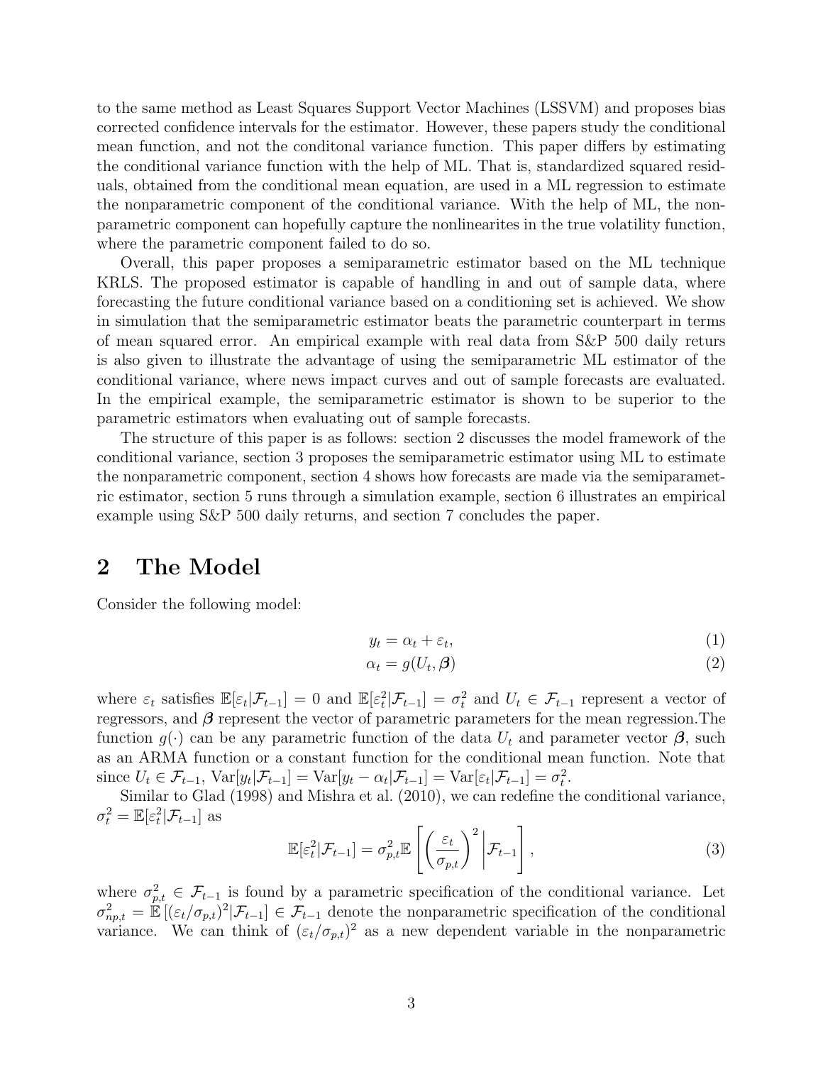to the same method as Least Squares Support Vector Machines (LSSVM) and proposes bias corrected confidence intervals for the estimator. However, these papers study the conditional mean function, and not the conditonal variance function. This paper differs by estimating the conditional variance function with the help of ML. That is, standardized squared residuals, obtained from the conditional mean equation, are used in a ML regression to estimate the nonparametric component of the conditional variance. With the help of ML, the nonparametric component can hopefully capture the nonlinearites in the true volatility function, where the parametric component failed to do so.

Overall, this paper proposes a semiparametric estimator based on the ML technique KRLS. The proposed estimator is capable of handling in and out of sample data, where forecasting the future conditional variance based on a conditioning set is achieved. We show in simulation that the semiparametric estimator beats the parametric counterpart in terms of mean squared error. An empirical example with real data from S&P 500 daily returs is also given to illustrate the advantage of using the semiparametric ML estimator of the conditional variance, where news impact curves and out of sample forecasts are evaluated. In the empirical example, the semiparametric estimator is shown to be superior to the parametric estimators when evaluating out of sample forecasts.

The structure of this paper is as follows: section 2 discusses the model framework of the conditional variance, section 3 proposes the semiparametric estimator using ML to estimate the nonparametric component, section 4 shows how forecasts are made via the semiparametric estimator, section 5 runs through a simulation example, section 6 illustrates an empirical example using S&P 500 daily returns, and section 7 concludes the paper.

# 2 The Model

Consider the following model:

$$y_t = \alpha_t + \varepsilon_t, \tag{1}$$

$$\alpha_t = g(U_t, \boldsymbol{\beta}) \tag{2}$$

where $\varepsilon_t$ satisfies $\mathbb{E}[\varepsilon_t|\mathcal{F}_{t-1}] = 0$ and $\mathbb{E}[\varepsilon_t^2|\mathcal{F}_{t-1}] = \sigma_t^2$ and $U_t \in \mathcal{F}_{t-1}$ represent a vector of regressors, and $\boldsymbol{\beta}$ represent the vector of parametric parameters for the mean regression.The function $g(\cdot)$ can be any parametric function of the data $U_t$ and parameter vector $\boldsymbol{\beta}$, such as an ARMA function or a constant function for the conditional mean function. Note that since $U_t \in \mathcal{F}_{t-1}$, $\text{Var}[y_t|\mathcal{F}_{t-1}] = \text{Var}[y_t - \alpha_t|\mathcal{F}_{t-1}] = \text{Var}[\varepsilon_t|\mathcal{F}_{t-1}] = \sigma_t^2$.

Similar to Glad (1998) and Mishra et al. (2010), we can redefine the conditional variance, $\sigma_t^2 = \mathbb{E}[\varepsilon_t^2|\mathcal{F}_{t-1}]$ as

$$\mathbb{E}[\varepsilon_t^2|\mathcal{F}_{t-1}] = \sigma_{p,t}^2 \mathbb{E}\left[\left(\frac{\varepsilon_t}{\sigma_{p,t}}\right)^2 \middle| \mathcal{F}_{t-1}\right], \tag{3}$$

where $\sigma_{p,t}^2 \in \mathcal{F}_{t-1}$ is found by a parametric specification of the conditional variance. Let $\sigma_{np,t}^2 = \mathbb{E}\left[(\varepsilon_t/\sigma_{p,t})^2|\mathcal{F}_{t-1}\right] \in \mathcal{F}_{t-1}$ denote the nonparametric specification of the conditional variance. We can think of $(\varepsilon_t/\sigma_{p,t})^2$ as a new dependent variable in the nonparametric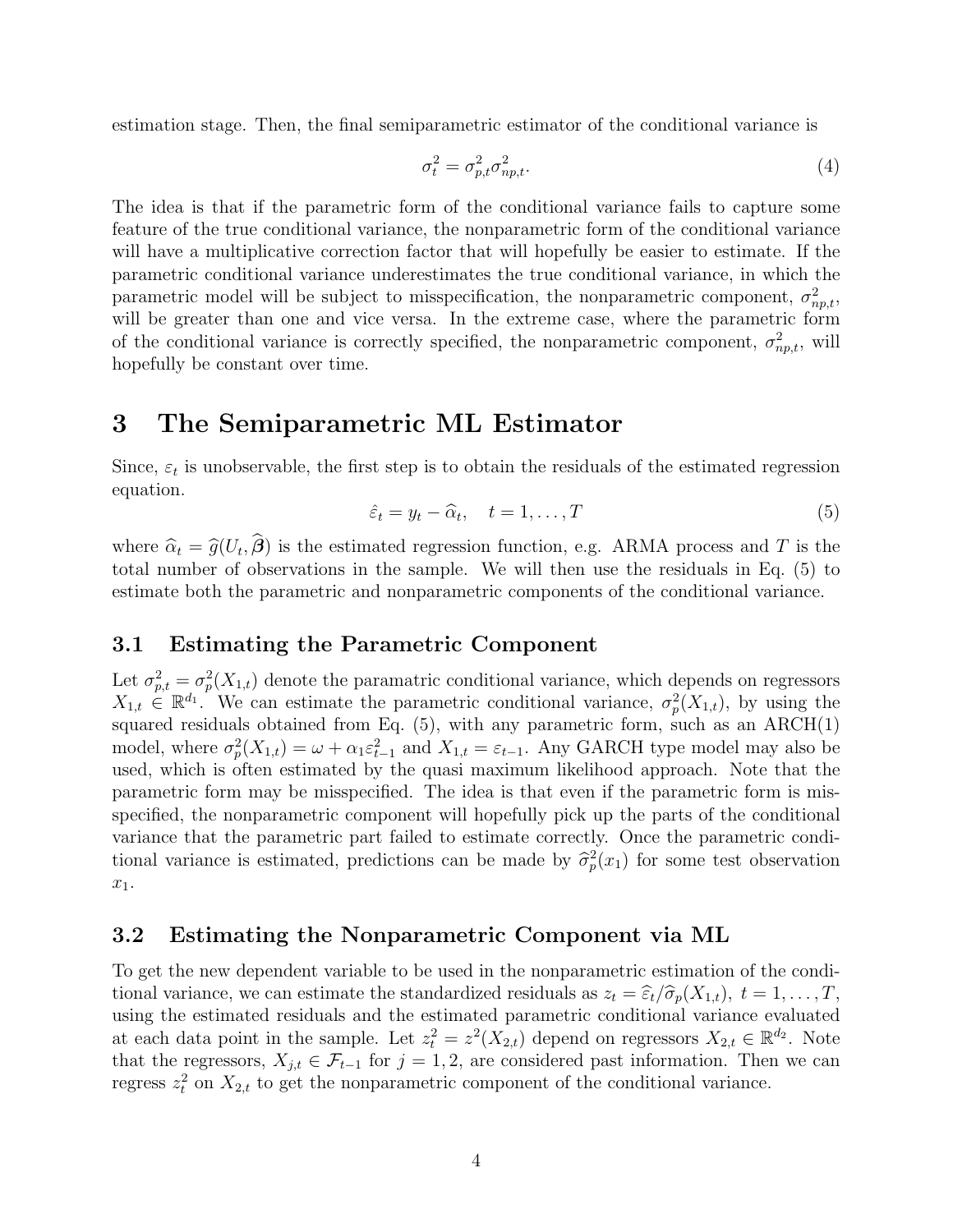estimation stage. Then, the final semiparametric estimator of the conditional variance is

$$\sigma_t^2 = \sigma_{p,t}^2 \sigma_{np,t}^2. \tag{4}$$

The idea is that if the parametric form of the conditional variance fails to capture some feature of the true conditional variance, the nonparametric form of the conditional variance will have a multiplicative correction factor that will hopefully be easier to estimate. If the parametric conditional variance underestimates the true conditional variance, in which the parametric model will be subject to misspecification, the nonparametric component, $\sigma_{np,t}^2$, will be greater than one and vice versa. In the extreme case, where the parametric form of the conditional variance is correctly specified, the nonparametric component, $\sigma_{np,t}^2$, will hopefully be constant over time.

# 3 The Semiparametric ML Estimator

Since, $\varepsilon_t$ is unobservable, the first step is to obtain the residuals of the estimated regression equation.

$$\hat{\varepsilon}_t = y_t - \widehat{\alpha}_t, \quad t = 1, \ldots, T \tag{5}$$

where $\widehat{\alpha}_t = \widehat{g}(U_t, \widehat{\boldsymbol{\beta}})$ is the estimated regression function, e.g. ARMA process and $T$ is the total number of observations in the sample. We will then use the residuals in Eq. (5) to estimate both the parametric and nonparametric components of the conditional variance.

## 3.1 Estimating the Parametric Component

Let $\sigma_{p,t}^2 = \sigma_p^2(X_{1,t})$ denote the paramatric conditional variance, which depends on regressors $X_{1,t} \in \mathbb{R}^{d_1}$. We can estimate the parametric conditional variance, $\sigma_p^2(X_{1,t})$, by using the squared residuals obtained from Eq. (5), with any parametric form, such as an ARCH(1) model, where $\sigma_p^2(X_{1,t}) = \omega + \alpha_1 \varepsilon_{t-1}^2$ and $X_{1,t} = \varepsilon_{t-1}$. Any GARCH type model may also be used, which is often estimated by the quasi maximum likelihood approach. Note that the parametric form may be misspecified. The idea is that even if the parametric form is misspecified, the nonparametric component will hopefully pick up the parts of the conditional variance that the parametric part failed to estimate correctly. Once the parametric conditional variance is estimated, predictions can be made by $\widehat{\sigma}_p^2(x_1)$ for some test observation $x_1$.

## 3.2 Estimating the Nonparametric Component via ML

To get the new dependent variable to be used in the nonparametric estimation of the conditional variance, we can estimate the standardized residuals as $z_t = \widehat{\varepsilon}_t / \widehat{\sigma}_p(X_{1,t}),\ t = 1, \ldots, T$, using the estimated residuals and the estimated parametric conditional variance evaluated at each data point in the sample. Let $z_t^2 = z^2(X_{2,t})$ depend on regressors $X_{2,t} \in \mathbb{R}^{d_2}$. Note that the regressors, $X_{j,t} \in \mathcal{F}_{t-1}$ for $j = 1, 2$, are considered past information. Then we can regress $z_t^2$ on $X_{2,t}$ to get the nonparametric component of the conditional variance.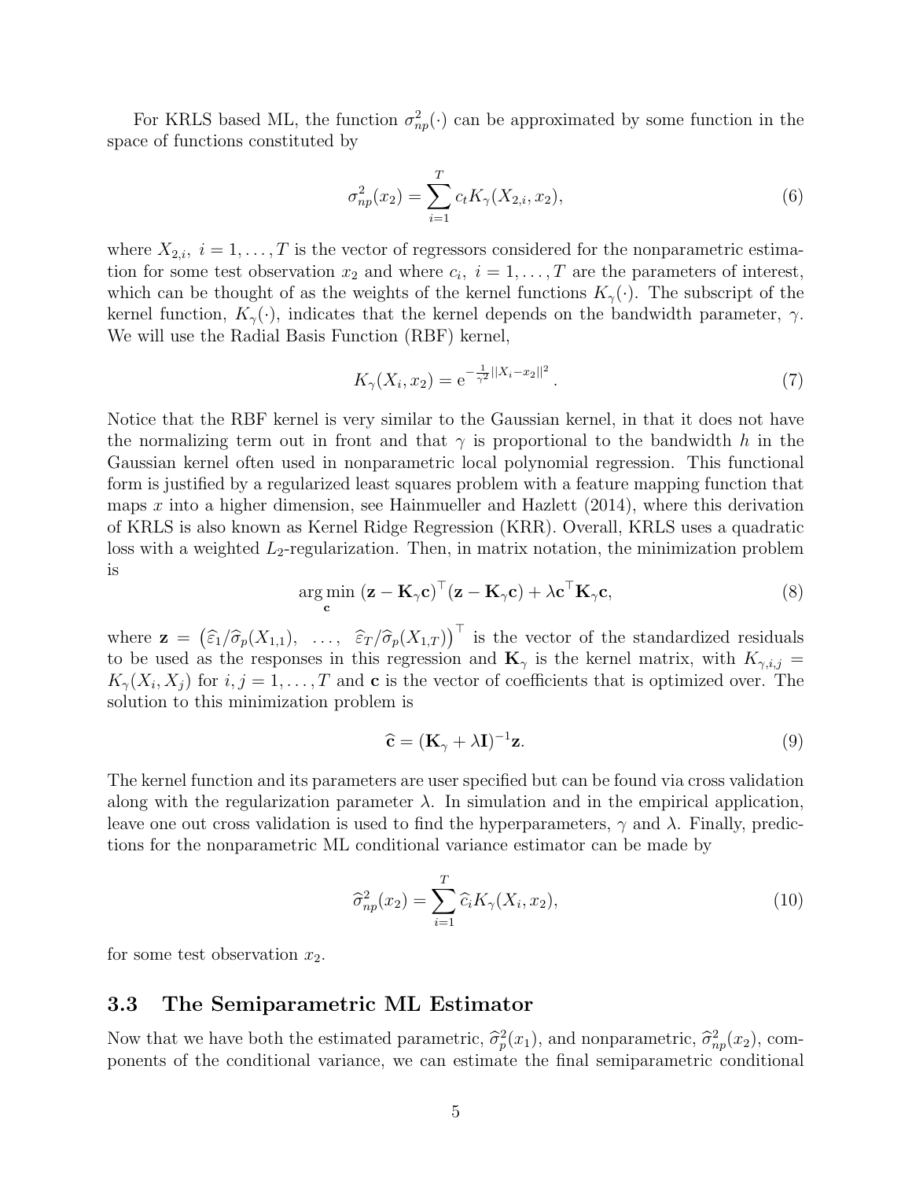For KRLS based ML, the function $\sigma^2_{np}(\cdot)$ can be approximated by some function in the space of functions constituted by

$$\sigma^2_{np}(x_2) = \sum_{i=1}^{T} c_t K_\gamma(X_{2,i}, x_2), \tag{6}$$

where $X_{2,i},\ i = 1, \ldots, T$ is the vector of regressors considered for the nonparametric estimation for some test observation $x_2$ and where $c_i,\ i = 1, \ldots, T$ are the parameters of interest, which can be thought of as the weights of the kernel functions $K_\gamma(\cdot)$. The subscript of the kernel function, $K_\gamma(\cdot)$, indicates that the kernel depends on the bandwidth parameter, $\gamma$. We will use the Radial Basis Function (RBF) kernel,

$$K_\gamma(X_i, x_2) = \mathrm{e}^{-\frac{1}{\gamma^2}||X_i - x_2||^2}. \tag{7}$$

Notice that the RBF kernel is very similar to the Gaussian kernel, in that it does not have the normalizing term out in front and that $\gamma$ is proportional to the bandwidth $h$ in the Gaussian kernel often used in nonparametric local polynomial regression. This functional form is justified by a regularized least squares problem with a feature mapping function that maps $x$ into a higher dimension, see Hainmueller and Hazlett (2014), where this derivation of KRLS is also known as Kernel Ridge Regression (KRR). Overall, KRLS uses a quadratic loss with a weighted $L_2$-regularization. Then, in matrix notation, the minimization problem is

$$\underset{\mathbf{c}}{\arg\min}\ (\mathbf{z} - \mathbf{K}_\gamma \mathbf{c})^\top (\mathbf{z} - \mathbf{K}_\gamma \mathbf{c}) + \lambda \mathbf{c}^\top \mathbf{K}_\gamma \mathbf{c}, \tag{8}$$

where $\mathbf{z} = \left(\widehat{\varepsilon}_1/\widehat{\sigma}_p(X_{1,1}),\ \ldots,\ \widehat{\varepsilon}_T/\widehat{\sigma}_p(X_{1,T})\right)^\top$ is the vector of the standardized residuals to be used as the responses in this regression and $\mathbf{K}_\gamma$ is the kernel matrix, with $K_{\gamma,i,j} = K_\gamma(X_i, X_j)$ for $i, j = 1, \ldots, T$ and $\mathbf{c}$ is the vector of coefficients that is optimized over. The solution to this minimization problem is

$$\widehat{\mathbf{c}} = (\mathbf{K}_\gamma + \lambda \mathbf{I})^{-1} \mathbf{z}. \tag{9}$$

The kernel function and its parameters are user specified but can be found via cross validation along with the regularization parameter $\lambda$. In simulation and in the empirical application, leave one out cross validation is used to find the hyperparameters, $\gamma$ and $\lambda$. Finally, predictions for the nonparametric ML conditional variance estimator can be made by

$$\widehat{\sigma}^2_{np}(x_2) = \sum_{i=1}^{T} \widehat{c}_i K_\gamma(X_i, x_2), \tag{10}$$

for some test observation $x_2$.

### 3.3 The Semiparametric ML Estimator

Now that we have both the estimated parametric, $\widehat{\sigma}^2_p(x_1)$, and nonparametric, $\widehat{\sigma}^2_{np}(x_2)$, components of the conditional variance, we can estimate the final semiparametric conditional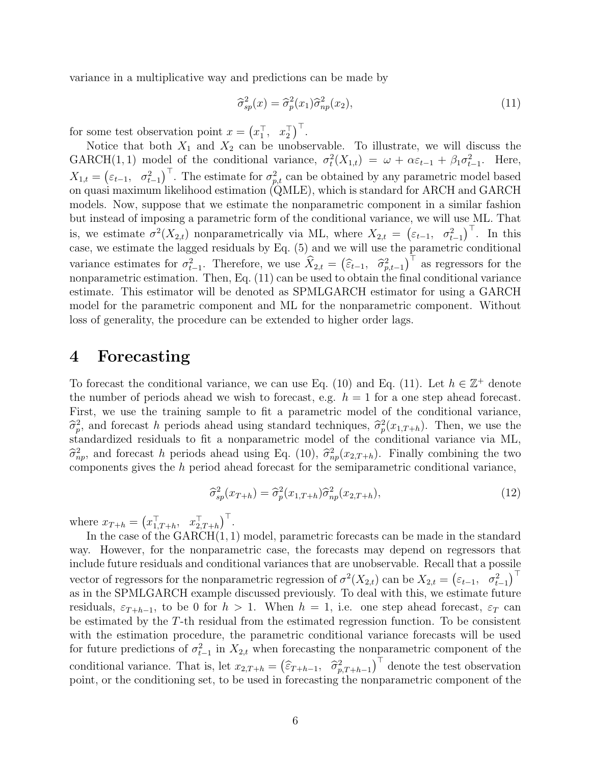variance in a multiplicative way and predictions can be made by

$$\widehat{\sigma}^2_{sp}(x) = \widehat{\sigma}^2_{p}(x_1)\widehat{\sigma}^2_{np}(x_2), \tag{11}$$

for some test observation point $x = \begin{pmatrix} x_1^\top, & x_2^\top \end{pmatrix}^\top$.

Notice that both $X_1$ and $X_2$ can be unobservable. To illustrate, we will discuss the GARCH(1,1) model of the conditional variance, $\sigma^2_t(X_{1,t}) = \omega + \alpha\varepsilon_{t-1} + \beta_1\sigma^2_{t-1}$. Here, $X_{1,t} = \begin{pmatrix} \varepsilon_{t-1}, & \sigma^2_{t-1} \end{pmatrix}^\top$. The estimate for $\sigma^2_{p,t}$ can be obtained by any parametric model based on quasi maximum likelihood estimation (QMLE), which is standard for ARCH and GARCH models. Now, suppose that we estimate the nonparametric component in a similar fashion but instead of imposing a parametric form of the conditional variance, we will use ML. That is, we estimate $\sigma^2(X_{2,t})$ nonparametrically via ML, where $X_{2,t} = \begin{pmatrix} \varepsilon_{t-1}, & \sigma^2_{t-1} \end{pmatrix}^\top$. In this case, we estimate the lagged residuals by Eq. (5) and we will use the parametric conditional variance estimates for $\sigma^2_{t-1}$. Therefore, we use $\widehat{X}_{2,t} = \begin{pmatrix} \widehat{\varepsilon}_{t-1}, & \widehat{\sigma}^2_{p,t-1} \end{pmatrix}^\top$ as regressors for the nonparametric estimation. Then, Eq. (11) can be used to obtain the final conditional variance estimate. This estimator will be denoted as SPMLGARCH estimator for using a GARCH model for the parametric component and ML for the nonparametric component. Without loss of generality, the procedure can be extended to higher order lags.

# 4 Forecasting

To forecast the conditional variance, we can use Eq. (10) and Eq. (11). Let $h \in \mathbb{Z}^+$ denote the number of periods ahead we wish to forecast, e.g. $h = 1$ for a one step ahead forecast. First, we use the training sample to fit a parametric model of the conditional variance, $\widehat{\sigma}^2_p$, and forecast $h$ periods ahead using standard techniques, $\widehat{\sigma}^2_p(x_{1,T+h})$. Then, we use the standardized residuals to fit a nonparametric model of the conditional variance via ML, $\widehat{\sigma}^2_{np}$, and forecast $h$ periods ahead using Eq. (10), $\widehat{\sigma}^2_{np}(x_{2,T+h})$. Finally combining the two components gives the $h$ period ahead forecast for the semiparametric conditional variance,

$$\widehat{\sigma}^2_{sp}(x_{T+h}) = \widehat{\sigma}^2_{p}(x_{1,T+h})\widehat{\sigma}^2_{np}(x_{2,T+h}), \tag{12}$$

where $x_{T+h} = \begin{pmatrix} x_{1,T+h}^\top, & x_{2,T+h}^\top \end{pmatrix}^\top$.

In the case of the GARCH(1,1) model, parametric forecasts can be made in the standard way. However, for the nonparametric case, the forecasts may depend on regressors that include future residuals and conditional variances that are unobservable. Recall that a possile vector of regressors for the nonparametric regression of $\sigma^2(X_{2,t})$ can be $X_{2,t} = \begin{pmatrix} \varepsilon_{t-1}, & \sigma^2_{t-1} \end{pmatrix}^\top$ as in the SPMLGARCH example discussed previously. To deal with this, we estimate future residuals, $\varepsilon_{T+h-1}$, to be 0 for $h > 1$. When $h = 1$, i.e. one step ahead forecast, $\varepsilon_T$ can be estimated by the $T$-th residual from the estimated regression function. To be consistent with the estimation procedure, the parametric conditional variance forecasts will be used for future predictions of $\sigma^2_{t-1}$ in $X_{2,t}$ when forecasting the nonparametric component of the conditional variance. That is, let $x_{2,T+h} = \begin{pmatrix} \widehat{\varepsilon}_{T+h-1}, & \widehat{\sigma}^2_{p,T+h-1} \end{pmatrix}^\top$ denote the test observation point, or the conditioning set, to be used in forecasting the nonparametric component of the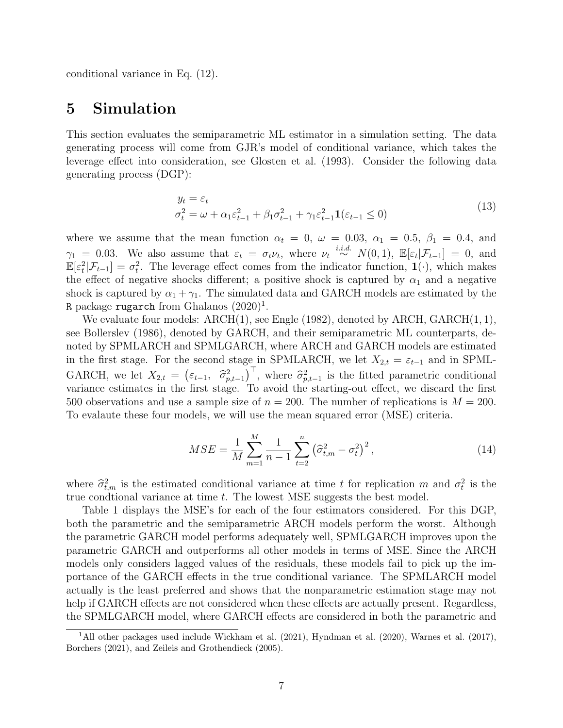conditional variance in Eq. (12).

# 5 Simulation

This section evaluates the semiparametric ML estimator in a simulation setting. The data generating process will come from GJR's model of conditional variance, which takes the leverage effect into consideration, see Glosten et al. (1993). Consider the following data generating process (DGP):

$$
\begin{aligned}
y_t &= \varepsilon_t \\
\sigma_t^2 &= \omega + \alpha_1 \varepsilon_{t-1}^2 + \beta_1 \sigma_{t-1}^2 + \gamma_1 \varepsilon_{t-1}^2 \mathbf{1}(\varepsilon_{t-1} \leq 0)
\end{aligned}
\tag{13}
$$

where we assume that the mean function $\alpha_t = 0$, $\omega = 0.03$, $\alpha_1 = 0.5$, $\beta_1 = 0.4$, and $\gamma_1 = 0.03$. We also assume that $\varepsilon_t = \sigma_t \nu_t$, where $\nu_t \overset{i.i.d.}{\sim} N(0,1)$, $\mathbb{E}[\varepsilon_t|\mathcal{F}_{t-1}] = 0$, and $\mathbb{E}[\varepsilon_t^2|\mathcal{F}_{t-1}] = \sigma_t^2$. The leverage effect comes from the indicator function, $\mathbf{1}(\cdot)$, which makes the effect of negative shocks different; a positive shock is captured by $\alpha_1$ and a negative shock is captured by $\alpha_1 + \gamma_1$. The simulated data and GARCH models are estimated by the R package `rugarch` from Ghalanos (2020)[1].

We evaluate four models: ARCH(1), see Engle (1982), denoted by ARCH, GARCH(1, 1), see Bollerslev (1986), denoted by GARCH, and their semiparametric ML counterparts, denoted by SPMLARCH and SPMLGARCH, where ARCH and GARCH models are estimated in the first stage. For the second stage in SPMLARCH, we let $X_{2,t} = \varepsilon_{t-1}$ and in SPMLGARCH, we let $X_{2,t} = \left(\varepsilon_{t-1},\ \widehat{\sigma}_{p,t-1}^2\right)^\top$, where $\widehat{\sigma}_{p,t-1}^2$ is the fitted parametric conditional variance estimates in the first stage. To avoid the starting-out effect, we discard the first 500 observations and use a sample size of $n = 200$. The number of replications is $M = 200$. To evalaute these four models, we will use the mean squared error (MSE) criteria.

$$
MSE = \frac{1}{M} \sum_{m=1}^{M} \frac{1}{n-1} \sum_{t=2}^{n} \left(\widehat{\sigma}_{t,m}^2 - \sigma_t^2\right)^2, \tag{14}
$$

where $\widehat{\sigma}_{t,m}^2$ is the estimated conditional variance at time $t$ for replication $m$ and $\sigma_t^2$ is the true condtional variance at time $t$. The lowest MSE suggests the best model.

Table 1 displays the MSE's for each of the four estimators considered. For this DGP, both the parametric and the semiparametric ARCH models perform the worst. Although the parametric GARCH model performs adequately well, SPMLGARCH improves upon the parametric GARCH and outperforms all other models in terms of MSE. Since the ARCH models only considers lagged values of the residuals, these models fail to pick up the importance of the GARCH effects in the true conditional variance. The SPMLARCH model actually is the least preferred and shows that the nonparametric estimation stage may not help if GARCH effects are not considered when these effects are actually present. Regardless, the SPMLGARCH model, where GARCH effects are considered in both the parametric and

[1]All other packages used include Wickham et al. (2021), Hyndman et al. (2020), Warnes et al. (2017), Borchers (2021), and Zeileis and Grothendieck (2005).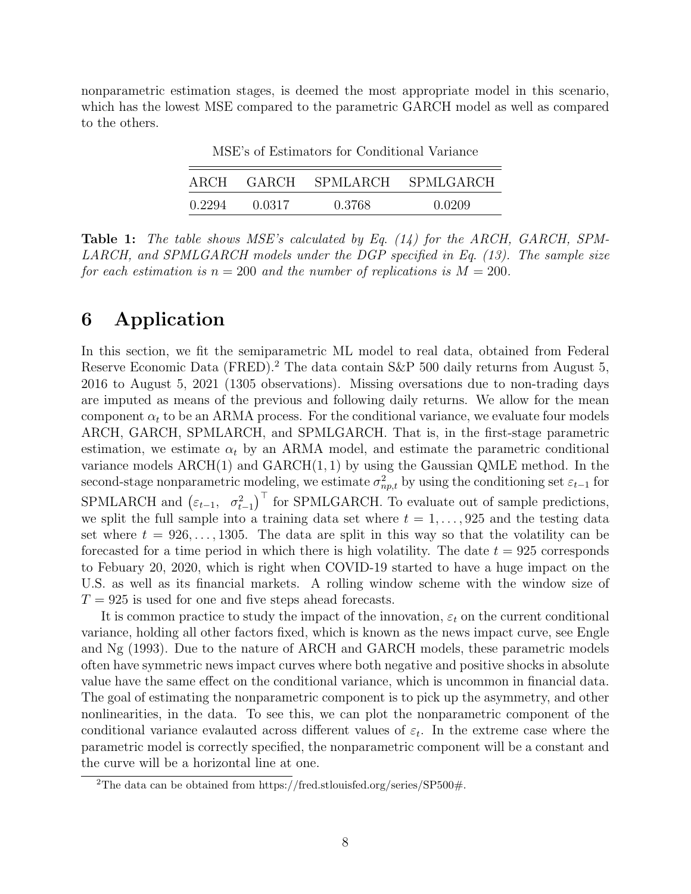nonparametric estimation stages, is deemed the most appropriate model in this scenario, which has the lowest MSE compared to the parametric GARCH model as well as compared to the others.

MSE's of Estimators for Conditional Variance

| ARCH | GARCH | SPMLARCH | SPMLGARCH |
|---|---|---|---|
| 0.2294 | 0.0317 | 0.3768 | 0.0209 |

**Table 1:** *The table shows MSE's calculated by Eq. (14) for the ARCH, GARCH, SPMLARCH, and SPMLGARCH models under the DGP specified in Eq. (13). The sample size for each estimation is $n = 200$ and the number of replications is $M = 200$.*

# 6 Application

In this section, we fit the semiparametric ML model to real data, obtained from Federal Reserve Economic Data (FRED).[2] The data contain S&P 500 daily returns from August 5, 2016 to August 5, 2021 (1305 observations). Missing oversations due to non-trading days are imputed as means of the previous and following daily returns. We allow for the mean component $\alpha_t$ to be an ARMA process. For the conditional variance, we evaluate four models ARCH, GARCH, SPMLARCH, and SPMLGARCH. That is, in the first-stage parametric estimation, we estimate $\alpha_t$ by an ARMA model, and estimate the parametric conditional variance models ARCH(1) and GARCH(1,1) by using the Gaussian QMLE method. In the second-stage nonparametric modeling, we estimate $\sigma^2_{np,t}$ by using the conditioning set $\varepsilon_{t-1}$ for SPMLARCH and $\left(\varepsilon_{t-1}, \ \sigma^2_{t-1}\right)^\top$ for SPMLGARCH. To evaluate out of sample predictions, we split the full sample into a training data set where $t = 1, \ldots, 925$ and the testing data set where $t = 926, \ldots, 1305$. The data are split in this way so that the volatility can be forecasted for a time period in which there is high volatility. The date $t = 925$ corresponds to Febuary 20, 2020, which is right when COVID-19 started to have a huge impact on the U.S. as well as its financial markets. A rolling window scheme with the window size of $T = 925$ is used for one and five steps ahead forecasts.

It is common practice to study the impact of the innovation, $\varepsilon_t$ on the current conditional variance, holding all other factors fixed, which is known as the news impact curve, see Engle and Ng (1993). Due to the nature of ARCH and GARCH models, these parametric models often have symmetric news impact curves where both negative and positive shocks in absolute value have the same effect on the conditional variance, which is uncommon in financial data. The goal of estimating the nonparametric component is to pick up the asymmetry, and other nonlinearities, in the data. To see this, we can plot the nonparametric component of the conditional variance evalauted across different values of $\varepsilon_t$. In the extreme case where the parametric model is correctly specified, the nonparametric component will be a constant and the curve will be a horizontal line at one.

[2]The data can be obtained from https://fred.stlouisfed.org/series/SP500#.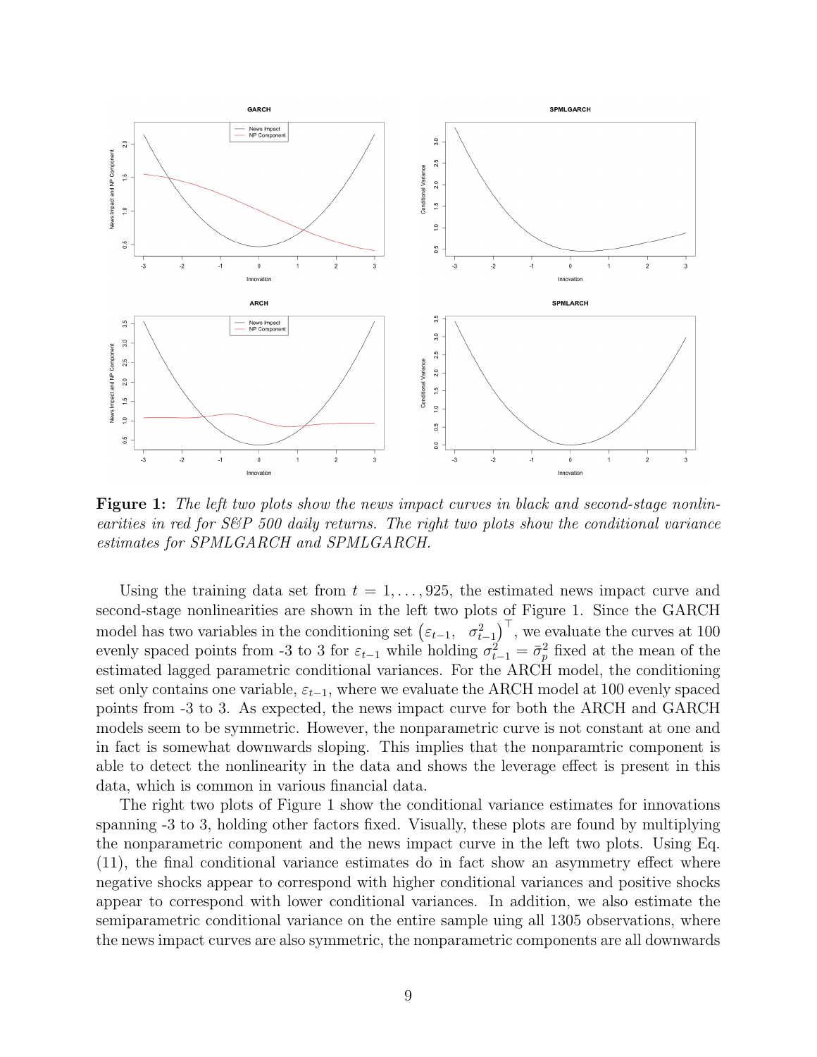**Figure 1:** *The left two plots show the news impact curves in black and second-stage nonlinearities in red for S&P 500 daily returns. The right two plots show the conditional variance estimates for SPMLGARCH and SPMLGARCH.*

Using the training data set from $t = 1, \ldots, 925$, the estimated news impact curve and second-stage nonlinearities are shown in the left two plots of Figure 1. Since the GARCH model has two variables in the conditioning set $\left(\varepsilon_{t-1}, \quad \sigma_{t-1}^2\right)^\top$, we evaluate the curves at 100 evenly spaced points from -3 to 3 for $\varepsilon_{t-1}$ while holding $\sigma_{t-1}^2 = \bar{\sigma}_p^2$ fixed at the mean of the estimated lagged parametric conditional variances. For the ARCH model, the conditioning set only contains one variable, $\varepsilon_{t-1}$, where we evaluate the ARCH model at 100 evenly spaced points from -3 to 3. As expected, the news impact curve for both the ARCH and GARCH models seem to be symmetric. However, the nonparametric curve is not constant at one and in fact is somewhat downwards sloping. This implies that the nonparamtric component is able to detect the nonlinearity in the data and shows the leverage effect is present in this data, which is common in various financial data.

The right two plots of Figure 1 show the conditional variance estimates for innovations spanning -3 to 3, holding other factors fixed. Visually, these plots are found by multiplying the nonparametric component and the news impact curve in the left two plots. Using Eq. (11), the final conditional variance estimates do in fact show an asymmetry effect where negative shocks appear to correspond with higher conditional variances and positive shocks appear to correspond with lower conditional variances. In addition, we also estimate the semiparametric conditional variance on the entire sample uing all 1305 observations, where the news impact curves are also symmetric, the nonparametric components are all downwards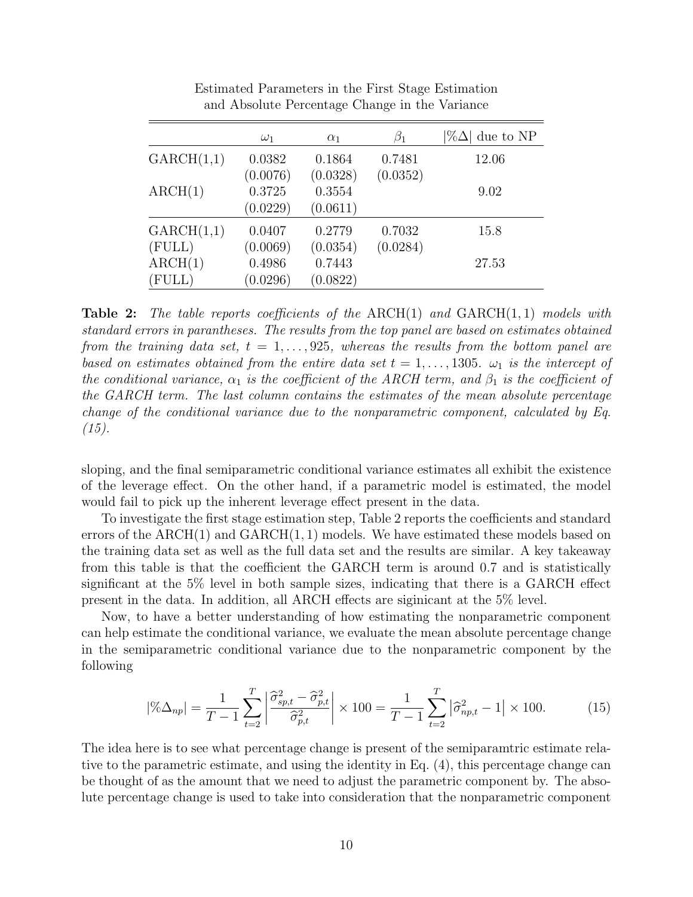Estimated Parameters in the First Stage Estimation and Absolute Percentage Change in the Variance

| | $\omega_1$ | $\alpha_1$ | $\beta_1$ | $\|\%\Delta\|$ due to NP |
|---|---|---|---|---|
| GARCH(1,1) | 0.0382 | 0.1864 | 0.7481 | 12.06 |
| | (0.0076) | (0.0328) | (0.0352) | |
| ARCH(1) | 0.3725 | 0.3554 | | 9.02 |
| | (0.0229) | (0.0611) | | |
| GARCH(1,1) (FULL) | 0.0407 | 0.2779 | 0.7032 | 15.8 |
| | (0.0069) | (0.0354) | (0.0284) | |
| ARCH(1) (FULL) | 0.4986 | 0.7443 | | 27.53 |
| | (0.0296) | (0.0822) | | |

**Table 2:** *The table reports coefficients of the* ARCH(1) *and* GARCH(1,1) *models with standard errors in parantheses. The results from the top panel are based on estimates obtained from the training data set,* $t = 1, \ldots, 925$*, whereas the results from the bottom panel are based on estimates obtained from the entire data set* $t = 1, \ldots, 1305$*.* $\omega_1$ *is the intercept of the conditional variance,* $\alpha_1$ *is the coefficient of the ARCH term, and* $\beta_1$ *is the coefficient of the GARCH term. The last column contains the estimates of the mean absolute percentage change of the conditional variance due to the nonparametric component, calculated by Eq. (15).*

sloping, and the final semiparametric conditional variance estimates all exhibit the existence of the leverage effect. On the other hand, if a parametric model is estimated, the model would fail to pick up the inherent leverage effect present in the data.

To investigate the first stage estimation step, Table 2 reports the coefficients and standard errors of the ARCH(1) and GARCH(1,1) models. We have estimated these models based on the training data set as well as the full data set and the results are similar. A key takeaway from this table is that the coefficient the GARCH term is around 0.7 and is statistically significant at the 5% level in both sample sizes, indicating that there is a GARCH effect present in the data. In addition, all ARCH effects are siginicant at the 5% level.

Now, to have a better understanding of how estimating the nonparametric component can help estimate the conditional variance, we evaluate the mean absolute percentage change in the semiparametric conditional variance due to the nonparametric component by the following

$$|\%\Delta_{np}| = \frac{1}{T-1}\sum_{t=2}^{T}\left|\frac{\widehat{\sigma}^2_{sp,t} - \widehat{\sigma}^2_{p,t}}{\widehat{\sigma}^2_{p,t}}\right| \times 100 = \frac{1}{T-1}\sum_{t=2}^{T}\left|\widehat{\sigma}^2_{np,t} - 1\right| \times 100. \tag{15}$$

The idea here is to see what percentage change is present of the semiparamtric estimate relative to the parametric estimate, and using the identity in Eq. (4), this percentage change can be thought of as the amount that we need to adjust the parametric component by. The absolute percentage change is used to take into consideration that the nonparametric component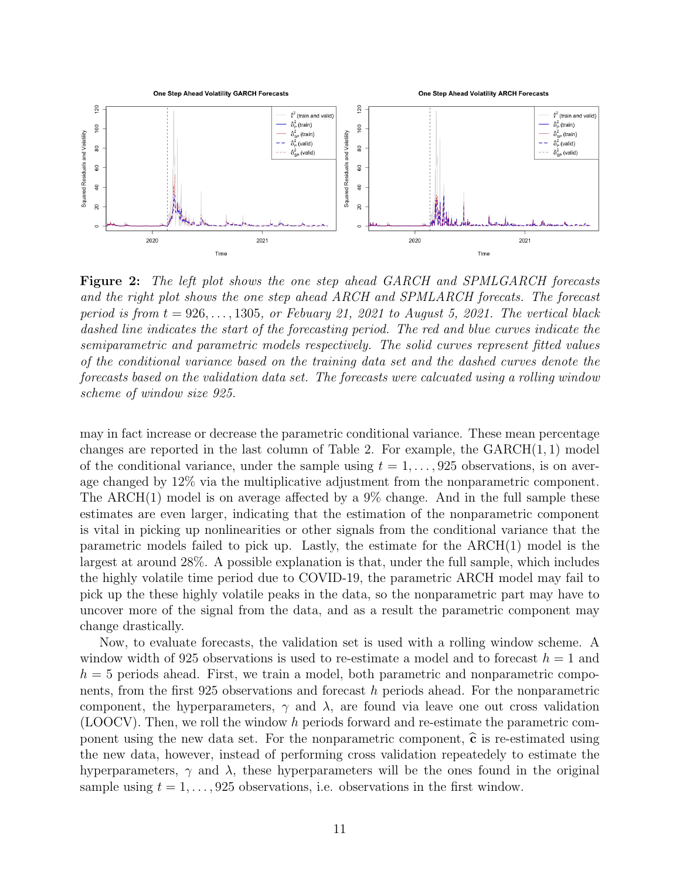**Figure 2:** *The left plot shows the one step ahead GARCH and SPMLGARCH forecasts and the right plot shows the one step ahead ARCH and SPMLARCH forecasts. The forecast period is from $t = 926, \ldots, 1305$, or Febuary 21, 2021 to August 5, 2021. The vertical black dashed line indicates the start of the forecasting period. The red and blue curves indicate the semiparametric and parametric models respectively. The solid curves represent fitted values of the conditional variance based on the training data set and the dashed curves denote the forecasts based on the validation data set. The forecasts were calcuated using a rolling window scheme of window size 925.*

may in fact increase or decrease the parametric conditional variance. These mean percentage changes are reported in the last column of Table 2. For example, the GARCH$(1, 1)$ model of the conditional variance, under the sample using $t = 1, \ldots, 925$ observations, is on average changed by 12% via the multiplicative adjustment from the nonparametric component. The ARCH$(1)$ model is on average affected by a 9% change. And in the full sample these estimates are even larger, indicating that the estimation of the nonparametric component is vital in picking up nonlinearities or other signals from the conditional variance that the parametric models failed to pick up. Lastly, the estimate for the ARCH$(1)$ model is the largest at around 28%. A possible explanation is that, under the full sample, which includes the highly volatile time period due to COVID-19, the parametric ARCH model may fail to pick up the these highly volatile peaks in the data, so the nonparametric part may have to uncover more of the signal from the data, and as a result the parametric component may change drastically.

Now, to evaluate forecasts, the validation set is used with a rolling window scheme. A window width of 925 observations is used to re-estimate a model and to forecast $h = 1$ and $h = 5$ periods ahead. First, we train a model, both parametric and nonparametric components, from the first 925 observations and forecast $h$ periods ahead. For the nonparametric component, the hyperparameters, $\gamma$ and $\lambda$, are found via leave one out cross validation (LOOCV). Then, we roll the window $h$ periods forward and re-estimate the parametric component using the new data set. For the nonparametric component, $\widehat{\mathbf{c}}$ is re-estimated using the new data, however, instead of performing cross validation repeatedly to estimate the hyperparameters, $\gamma$ and $\lambda$, these hyperparameters will be the ones found in the original sample using $t = 1, \ldots, 925$ observations, i.e. observations in the first window.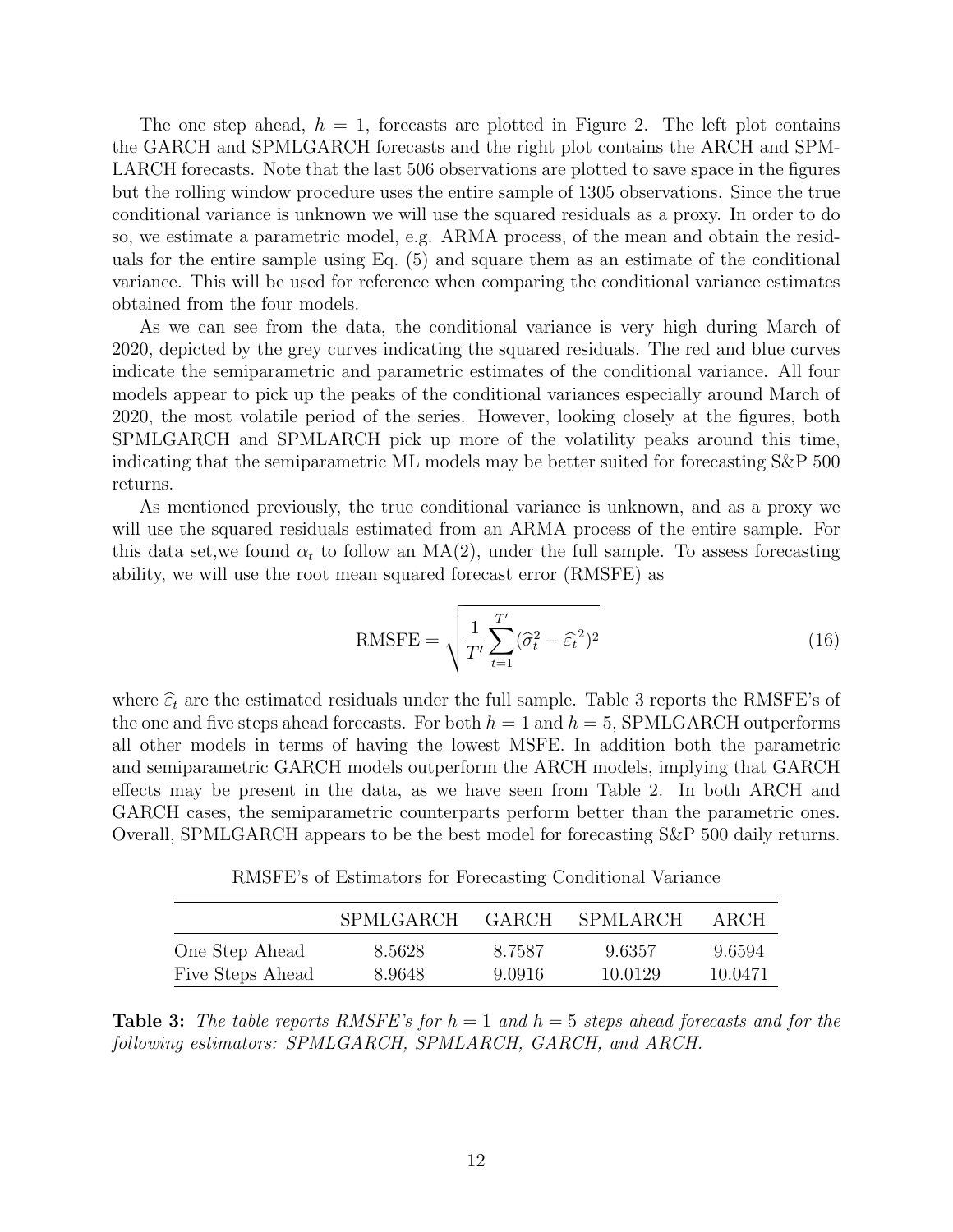The one step ahead, $h = 1$, forecasts are plotted in Figure 2. The left plot contains the GARCH and SPMLGARCH forecasts and the right plot contains the ARCH and SPMLARCH forecasts. Note that the last 506 observations are plotted to save space in the figures but the rolling window procedure uses the entire sample of 1305 observations. Since the true conditional variance is unknown we will use the squared residuals as a proxy. In order to do so, we estimate a parametric model, e.g. ARMA process, of the mean and obtain the residuals for the entire sample using Eq. (5) and square them as an estimate of the conditional variance. This will be used for reference when comparing the conditional variance estimates obtained from the four models.

As we can see from the data, the conditional variance is very high during March of 2020, depicted by the grey curves indicating the squared residuals. The red and blue curves indicate the semiparametric and parametric estimates of the conditional variance. All four models appear to pick up the peaks of the conditional variances especially around March of 2020, the most volatile period of the series. However, looking closely at the figures, both SPMLGARCH and SPMLARCH pick up more of the volatility peaks around this time, indicating that the semiparametric ML models may be better suited for forecasting S&P 500 returns.

As mentioned previously, the true conditional variance is unknown, and as a proxy we will use the squared residuals estimated from an ARMA process of the entire sample. For this data set,we found $\alpha_t$ to follow an MA(2), under the full sample. To assess forecasting ability, we will use the root mean squared forecast error (RMSFE) as

$$\text{RMSFE} = \sqrt{\frac{1}{T'}\sum_{t=1}^{T'}(\widehat{\sigma}_t^2 - \widehat{\varepsilon}_t^{\,2})^2} \tag{16}$$

where $\widehat{\varepsilon}_t$ are the estimated residuals under the full sample. Table 3 reports the RMSFE's of the one and five steps ahead forecasts. For both $h = 1$ and $h = 5$, SPMLGARCH outperforms all other models in terms of having the lowest MSFE. In addition both the parametric and semiparametric GARCH models outperform the ARCH models, implying that GARCH effects may be present in the data, as we have seen from Table 2. In both ARCH and GARCH cases, the semiparametric counterparts perform better than the parametric ones. Overall, SPMLGARCH appears to be the best model for forecasting S&P 500 daily returns.

RMSFE's of Estimators for Forecasting Conditional Variance

| | SPMLGARCH | GARCH | SPMLARCH | ARCH |
|---|---|---|---|---|
| One Step Ahead | 8.5628 | 8.7587 | 9.6357 | 9.6594 |
| Five Steps Ahead | 8.9648 | 9.0916 | 10.0129 | 10.0471 |

**Table 3:** *The table reports RMSFE's for $h = 1$ and $h = 5$ steps ahead forecasts and for the following estimators: SPMLGARCH, SPMLARCH, GARCH, and ARCH.*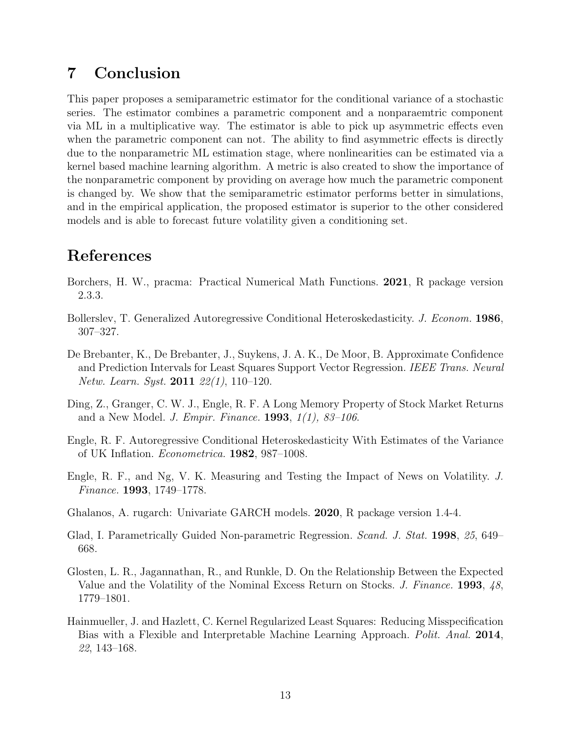# 7 Conclusion

This paper proposes a semiparametric estimator for the conditional variance of a stochastic series. The estimator combines a parametric component and a nonparaemtric component via ML in a multiplicative way. The estimator is able to pick up asymmetric effects even when the parametric component can not. The ability to find asymmetric effects is directly due to the nonparametric ML estimation stage, where nonlinearities can be estimated via a kernel based machine learning algorithm. A metric is also created to show the importance of the nonparametric component by providing on average how much the parametric component is changed by. We show that the semiparametric estimator performs better in simulations, and in the empirical application, the proposed estimator is superior to the other considered models and is able to forecast future volatility given a conditioning set.

# References

Borchers, H. W., pracma: Practical Numerical Math Functions. **2021**, R package version 2.3.3.

Bollerslev, T. Generalized Autoregressive Conditional Heteroskedasticity. *J. Econom.* **1986**, 307–327.

De Brebanter, K., De Brebanter, J., Suykens, J. A. K., De Moor, B. Approximate Confidence and Prediction Intervals for Least Squares Support Vector Regression. *IEEE Trans. Neural Netw. Learn. Syst.* **2011** *22(1)*, 110–120.

Ding, Z., Granger, C. W. J., Engle, R. F. A Long Memory Property of Stock Market Returns and a New Model. *J. Empir. Finance.* **1993**, *1(1), 83–106*.

Engle, R. F. Autoregressive Conditional Heteroskedasticity With Estimates of the Variance of UK Inflation. *Econometrica.* **1982**, 987–1008.

Engle, R. F., and Ng, V. K. Measuring and Testing the Impact of News on Volatility. *J. Finance.* **1993**, 1749–1778.

Ghalanos, A. rugarch: Univariate GARCH models. **2020**, R package version 1.4-4.

Glad, I. Parametrically Guided Non-parametric Regression. *Scand. J. Stat.* **1998**, *25*, 649–668.

Glosten, L. R., Jagannathan, R., and Runkle, D. On the Relationship Between the Expected Value and the Volatility of the Nominal Excess Return on Stocks. *J. Finance.* **1993**, *48*, 1779–1801.

Hainmueller, J. and Hazlett, C. Kernel Regularized Least Squares: Reducing Misspecification Bias with a Flexible and Interpretable Machine Learning Approach. *Polit. Anal.* **2014**, *22*, 143–168.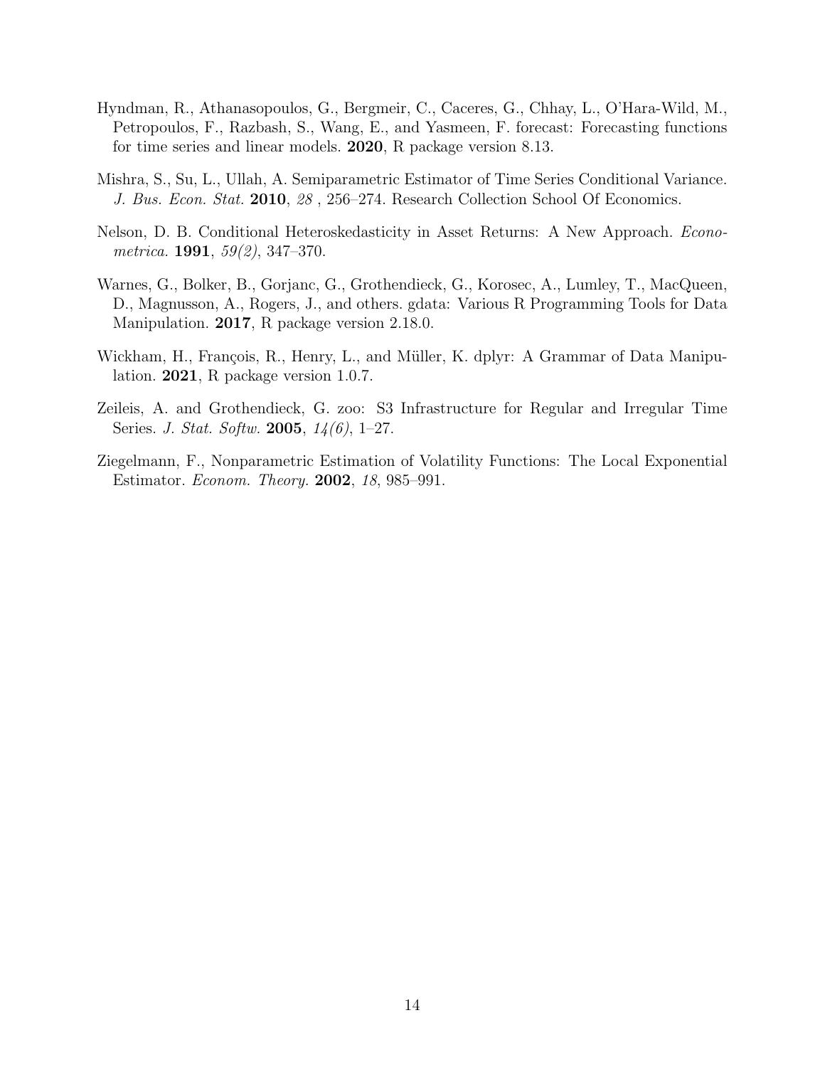Hyndman, R., Athanasopoulos, G., Bergmeir, C., Caceres, G., Chhay, L., O'Hara-Wild, M., Petropoulos, F., Razbash, S., Wang, E., and Yasmeen, F. forecast: Forecasting functions for time series and linear models. **2020**, R package version 8.13.

Mishra, S., Su, L., Ullah, A. Semiparametric Estimator of Time Series Conditional Variance. *J. Bus. Econ. Stat.* **2010**, *28* , 256–274. Research Collection School Of Economics.

Nelson, D. B. Conditional Heteroskedasticity in Asset Returns: A New Approach. *Econometrica.* **1991**, *59(2)*, 347–370.

Warnes, G., Bolker, B., Gorjanc, G., Grothendieck, G., Korosec, A., Lumley, T., MacQueen, D., Magnusson, A., Rogers, J., and others. gdata: Various R Programming Tools for Data Manipulation. **2017**, R package version 2.18.0.

Wickham, H., François, R., Henry, L., and Müller, K. dplyr: A Grammar of Data Manipulation. **2021**, R package version 1.0.7.

Zeileis, A. and Grothendieck, G. zoo: S3 Infrastructure for Regular and Irregular Time Series. *J. Stat. Softw.* **2005**, *14(6)*, 1–27.

Ziegelmann, F., Nonparametric Estimation of Volatility Functions: The Local Exponential Estimator. *Econom. Theory.* **2002**, *18*, 985–991.